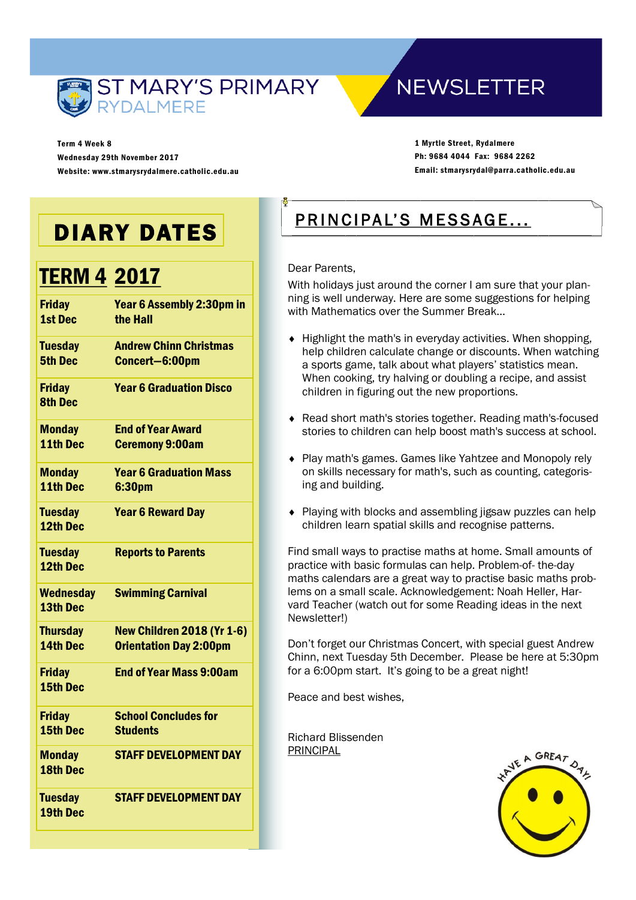# ST MARY'S PRIMARY RYDALMERE NEWSLETTER

**Term 4 Week 8**
**Wednesday 29th November 2017**
**Website: www.stmarysrydalmere.catholic.edu.au**

**1 Myrtle Street, Rydalmere**
**Ph: 9684 4044 Fax: 9684 2262**
**Email: stmarysrydal@parra.catholic.edu.au**

## DIARY DATES

### TERM 4 2017

| Date | Event |
|---|---|
| Friday 1st Dec | Year 6 Assembly 2:30pm in the Hall |
| Tuesday 5th Dec | Andrew Chinn Christmas Concert—6:00pm |
| Friday 8th Dec | Year 6 Graduation Disco |
| Monday 11th Dec | End of Year Award Ceremony 9:00am |
| Monday 11th Dec | Year 6 Graduation Mass 6:30pm |
| Tuesday 12th Dec | Year 6 Reward Day |
| Tuesday 12th Dec | Reports to Parents |
| Wednesday 13th Dec | Swimming Carnival |
| Thursday 14th Dec | New Children 2018 (Yr 1-6) Orientation Day 2:00pm |
| Friday 15th Dec | End of Year Mass 9:00am |
| Friday 15th Dec | School Concludes for Students |
| Monday 18th Dec | STAFF DEVELOPMENT DAY |
| Tuesday 19th Dec | STAFF DEVELOPMENT DAY |

## PRINCIPAL'S MESSAGE...

Dear Parents,

With holidays just around the corner I am sure that your planning is well underway. Here are some suggestions for helping with Mathematics over the Summer Break...

- Highlight the math's in everyday activities. When shopping, help children calculate change or discounts. When watching a sports game, talk about what players' statistics mean. When cooking, try halving or doubling a recipe, and assist children in figuring out the new proportions.
- Read short math's stories together. Reading math's-focused stories to children can help boost math's success at school.
- Play math's games. Games like Yahtzee and Monopoly rely on skills necessary for math's, such as counting, categorising and building.
- Playing with blocks and assembling jigsaw puzzles can help children learn spatial skills and recognise patterns.

Find small ways to practise maths at home. Small amounts of practice with basic formulas can help. Problem-of- the-day maths calendars are a great way to practise basic maths problems on a small scale. Acknowledgement: Noah Heller, Harvard Teacher (watch out for some Reading ideas in the next Newsletter!)

Don't forget our Christmas Concert, with special guest Andrew Chinn, next Tuesday 5th December. Please be here at 5:30pm for a 6:00pm start. It's going to be a great night!

Peace and best wishes,

Richard Blissenden
PRINCIPAL

HAVE A GREAT DAY!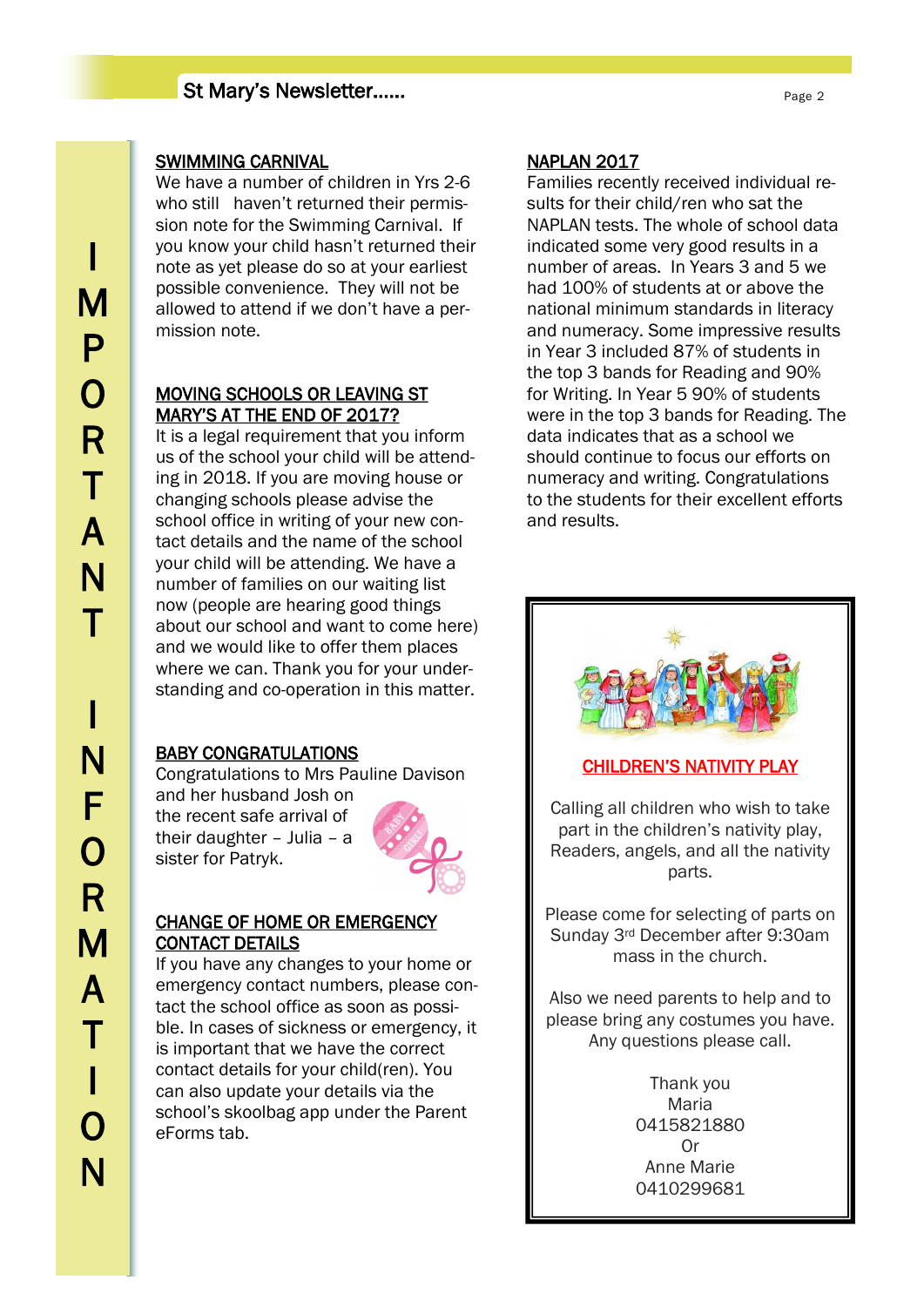# IMPORTANT INFORMATION

## SWIMMING CARNIVAL

We have a number of children in Yrs 2-6 who still haven't returned their permission note for the Swimming Carnival. If you know your child hasn't returned their note as yet please do so at your earliest possible convenience. They will not be allowed to attend if we don't have a permission note.

## MOVING SCHOOLS OR LEAVING ST MARY'S AT THE END OF 2017?

It is a legal requirement that you inform us of the school your child will be attending in 2018. If you are moving house or changing schools please advise the school office in writing of your new contact details and the name of the school your child will be attending. We have a number of families on our waiting list now (people are hearing good things about our school and want to come here) and we would like to offer them places where we can. Thank you for your understanding and co-operation in this matter.

## BABY CONGRATULATIONS

Congratulations to Mrs Pauline Davison and her husband Josh on the recent safe arrival of their daughter – Julia – a sister for Patryk.

## CHANGE OF HOME OR EMERGENCY CONTACT DETAILS

If you have any changes to your home or emergency contact numbers, please contact the school office as soon as possible. In cases of sickness or emergency, it is important that we have the correct contact details for your child(ren). You can also update your details via the school's skoolbag app under the Parent eForms tab.

## NAPLAN 2017

Families recently received individual results for their child/ren who sat the NAPLAN tests. The whole of school data indicated some very good results in a number of areas. In Years 3 and 5 we had 100% of students at or above the national minimum standards in literacy and numeracy. Some impressive results in Year 3 included 87% of students in the top 3 bands for Reading and 90% for Writing. In Year 5 90% of students were in the top 3 bands for Reading. The data indicates that as a school we should continue to focus our efforts on numeracy and writing. Congratulations to the students for their excellent efforts and results.

## CHILDREN'S NATIVITY PLAY

Calling all children who wish to take part in the children's nativity play, Readers, angels, and all the nativity parts.

Please come for selecting of parts on Sunday 3rd December after 9:30am mass in the church.

Also we need parents to help and to please bring any costumes you have. Any questions please call.

Thank you
Maria
0415821880
Or
Anne Marie
0410299681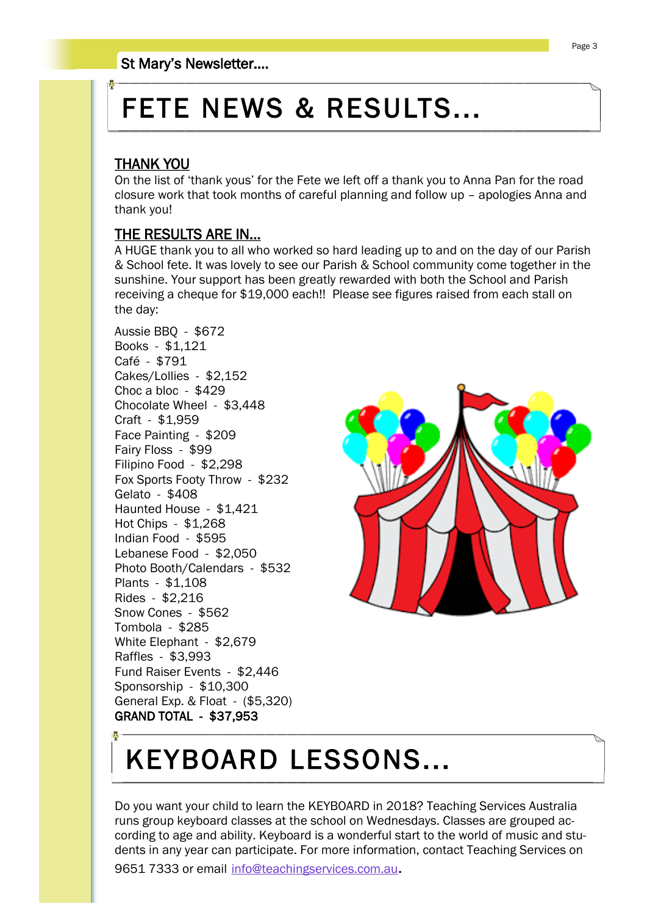# FETE NEWS & RESULTS…

## THANK YOU

On the list of 'thank yous' for the Fete we left off a thank you to Anna Pan for the road closure work that took months of careful planning and follow up – apologies Anna and thank you!

## THE RESULTS ARE IN…

A HUGE thank you to all who worked so hard leading up to and on the day of our Parish & School fete. It was lovely to see our Parish & School community come together in the sunshine. Your support has been greatly rewarded with both the School and Parish receiving a cheque for $19,000 each!! Please see figures raised from each stall on the day:

Aussie BBQ - $672
Books - $1,121
Café - $791
Cakes/Lollies - $2,152
Choc a bloc - $429
Chocolate Wheel - $3,448
Craft - $1,959
Face Painting - $209
Fairy Floss - $99
Filipino Food - $2,298
Fox Sports Footy Throw - $232
Gelato - $408
Haunted House - $1,421
Hot Chips - $1,268
Indian Food - $595
Lebanese Food - $2,050
Photo Booth/Calendars - $532
Plants - $1,108
Rides - $2,216
Snow Cones - $562
Tombola - $285
White Elephant - $2,679
Raffles - $3,993
Fund Raiser Events - $2,446
Sponsorship - $10,300
General Exp. & Float - ($5,320)
**GRAND TOTAL - $37,953**

# KEYBOARD LESSONS…

Do you want your child to learn the KEYBOARD in 2018? Teaching Services Australia runs group keyboard classes at the school on Wednesdays. Classes are grouped according to age and ability. Keyboard is a wonderful start to the world of music and students in any year can participate. For more information, contact Teaching Services on 9651 7333 or email info@teachingservices.com.au.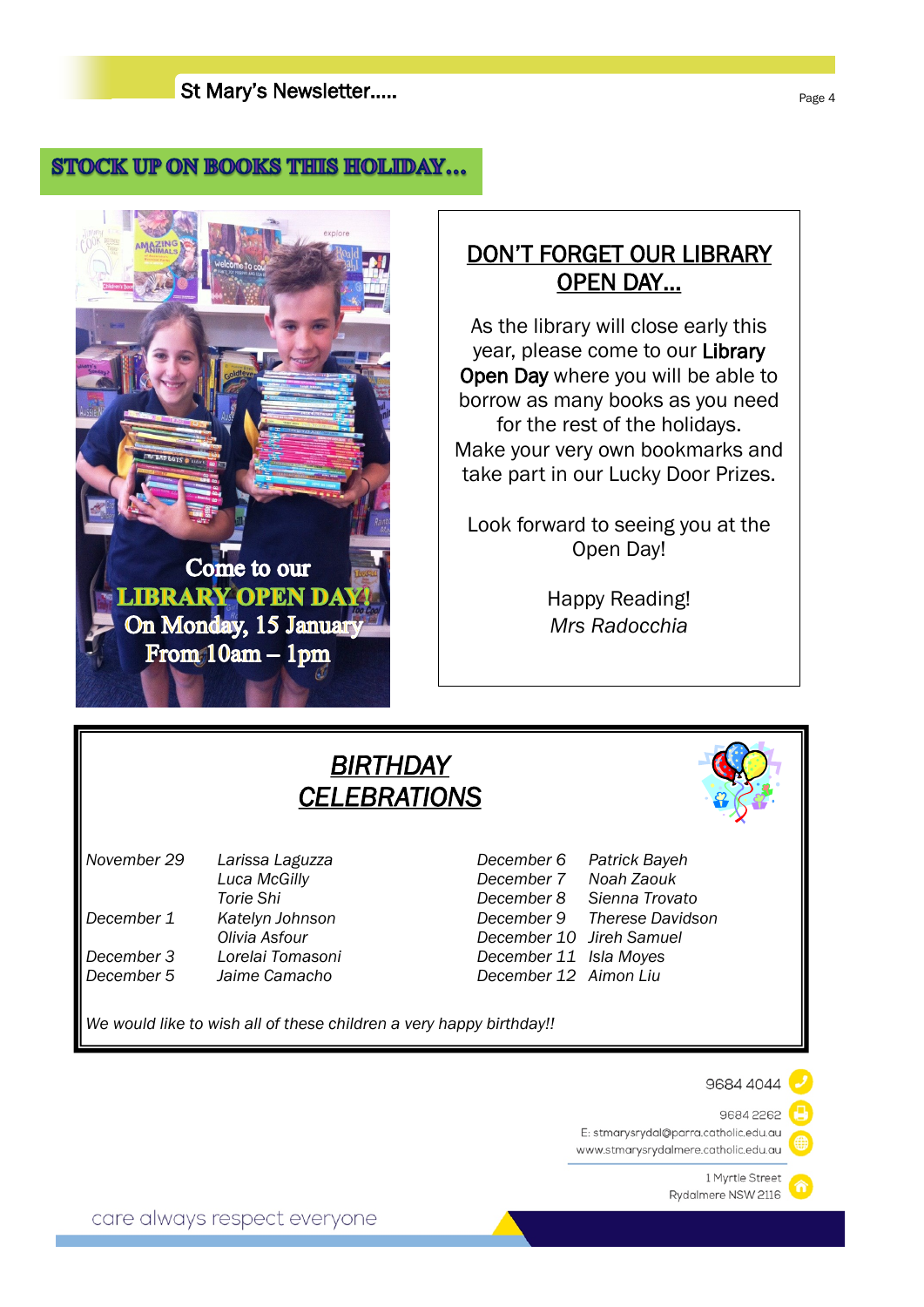## STOCK UP ON BOOKS THIS HOLIDAY…

Come to our
**LIBRARY OPEN DAY!**
On Monday, 15 January
From 10am – 1pm

### DON'T FORGET OUR LIBRARY OPEN DAY…

As the library will close early this year, please come to our **Library Open Day** where you will be able to borrow as many books as you need for the rest of the holidays.
Make your very own bookmarks and take part in our Lucky Door Prizes.

Look forward to seeing you at the Open Day!

Happy Reading!
*Mrs Radocchia*

## *BIRTHDAY CELEBRATIONS*

| | | | |
|---|---|---|---|
| *November 29* | *Larissa Laguzza* | *December 6* | *Patrick Bayeh* |
| | *Luca McGilly* | *December 7* | *Noah Zaouk* |
| | *Torie Shi* | *December 8* | *Sienna Trovato* |
| *December 1* | *Katelyn Johnson* | *December 9* | *Therese Davidson* |
| | *Olivia Asfour* | *December 10* | *Jireh Samuel* |
| *December 3* | *Lorelai Tomasoni* | *December 11* | *Isla Moyes* |
| *December 5* | *Jaime Camacho* | *December 12* | *Aimon Liu* |

*We would like to wish all of these children a very happy birthday!!*

9684 4044
9684 2262
E: stmarysrydal@parra.catholic.edu.au
www.stmarysrydalmere.catholic.edu.au
1 Myrtle Street
Rydalmere NSW 2116

care always respect everyone